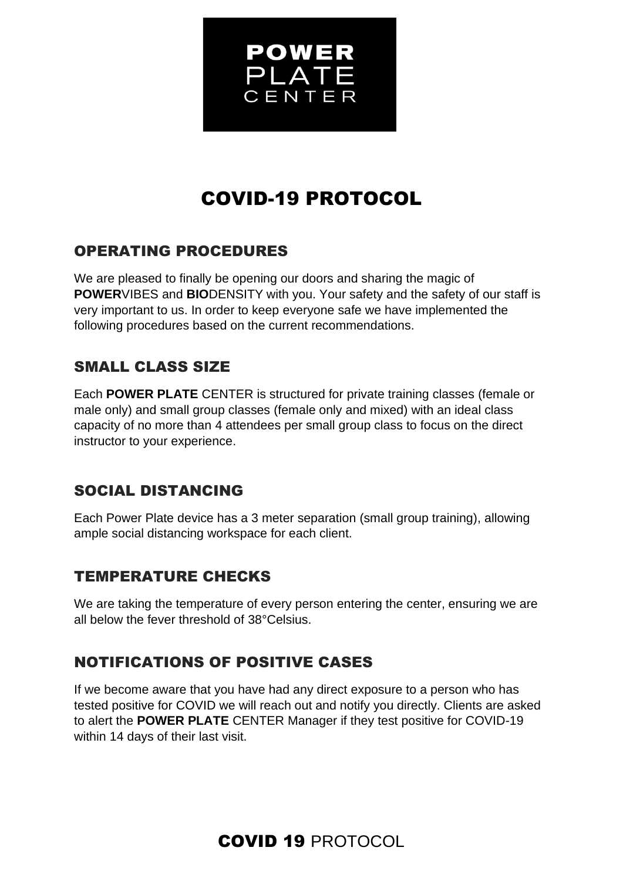POWER
PLATE
CENTER

# COVID-19 PROTOCOL

## OPERATING PROCEDURES

We are pleased to finally be opening our doors and sharing the magic of **POWER**VIBES and **BIO**DENSITY with you. Your safety and the safety of our staff is very important to us. In order to keep everyone safe we have implemented the following procedures based on the current recommendations.

## SMALL CLASS SIZE

Each **POWER PLATE** CENTER is structured for private training classes (female or male only) and small group classes (female only and mixed) with an ideal class capacity of no more than 4 attendees per small group class to focus on the direct instructor to your experience.

## SOCIAL DISTANCING

Each Power Plate device has a 3 meter separation (small group training), allowing ample social distancing workspace for each client.

## TEMPERATURE CHECKS

We are taking the temperature of every person entering the center, ensuring we are all below the fever threshold of 38°Celsius.

## NOTIFICATIONS OF POSITIVE CASES

If we become aware that you have had any direct exposure to a person who has tested positive for COVID we will reach out and notify you directly. Clients are asked to alert the **POWER PLATE** CENTER Manager if they test positive for COVID-19 within 14 days of their last visit.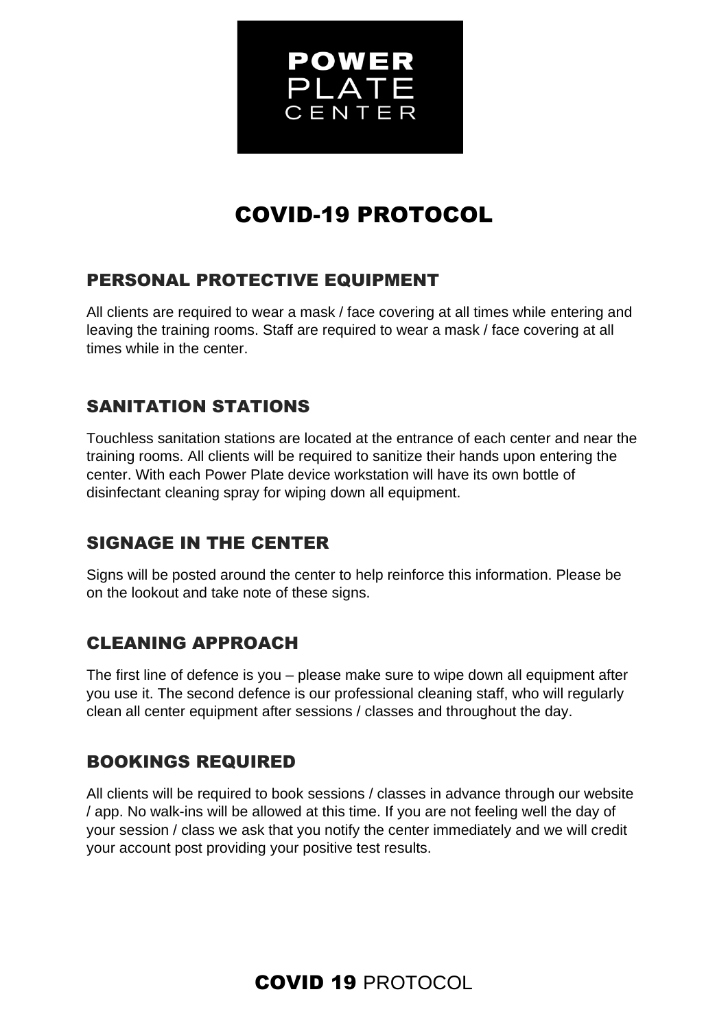POWER PLATE CENTER

# COVID-19 PROTOCOL

## PERSONAL PROTECTIVE EQUIPMENT

All clients are required to wear a mask / face covering at all times while entering and leaving the training rooms. Staff are required to wear a mask / face covering at all times while in the center.

## SANITATION STATIONS

Touchless sanitation stations are located at the entrance of each center and near the training rooms. All clients will be required to sanitize their hands upon entering the center. With each Power Plate device workstation will have its own bottle of disinfectant cleaning spray for wiping down all equipment.

## SIGNAGE IN THE CENTER

Signs will be posted around the center to help reinforce this information. Please be on the lookout and take note of these signs.

## CLEANING APPROACH

The first line of defence is you – please make sure to wipe down all equipment after you use it. The second defence is our professional cleaning staff, who will regularly clean all center equipment after sessions / classes and throughout the day.

## BOOKINGS REQUIRED

All clients will be required to book sessions / classes in advance through our website / app. No walk-ins will be allowed at this time. If you are not feeling well the day of your session / class we ask that you notify the center immediately and we will credit your account post providing your positive test results.